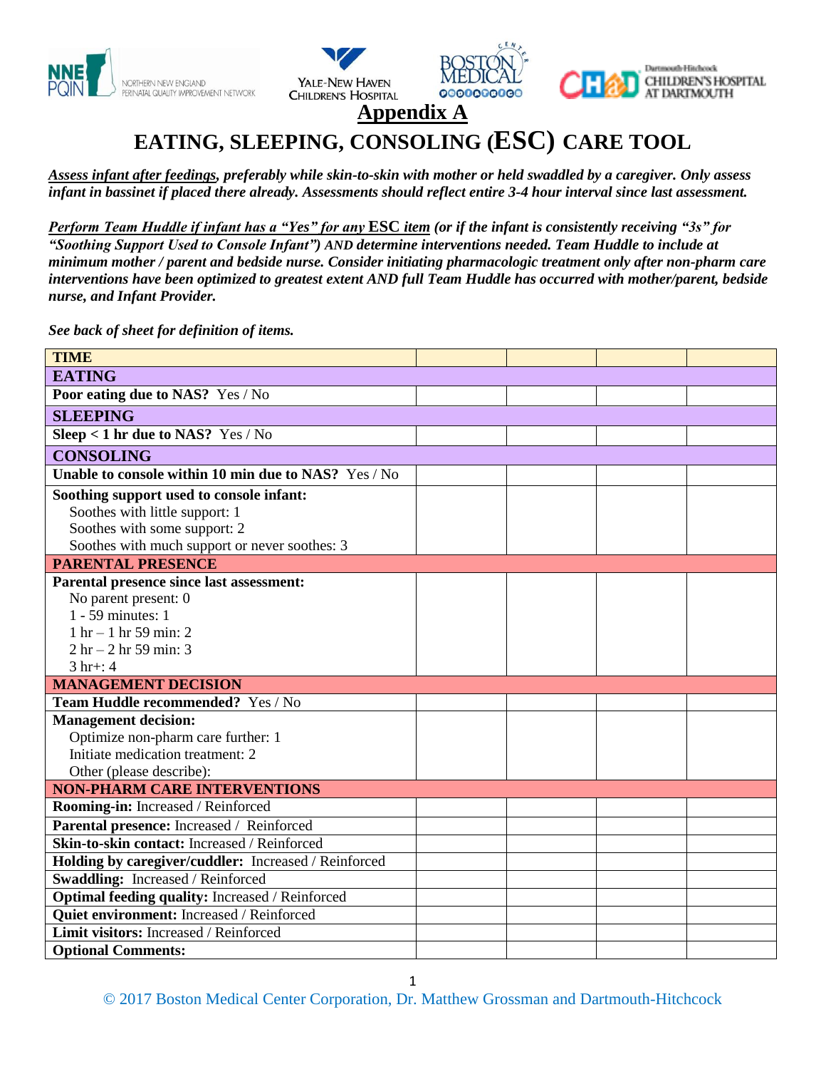## Appendix A

# EATING, SLEEPING, CONSOLING (ESC) CARE TOOL

***Assess infant after feedings**, preferably while skin-to-skin with mother or held swaddled by a caregiver. Only assess infant in bassinet if placed there already. Assessments should reflect entire 3-4 hour interval since last assessment.*

***Perform Team Huddle if infant has a "Yes" for any ESC item** (or if the infant is consistently receiving "3s" for "Soothing Support Used to Console Infant") AND determine interventions needed. Team Huddle to include at minimum mother / parent and bedside nurse. Consider initiating pharmacologic treatment only after non-pharm care interventions have been optimized to greatest extent AND full Team Huddle has occurred with mother/parent, bedside nurse, and Infant Provider.*

***See back of sheet for definition of items.***

| **TIME** | | | | |
|---|---|---|---|---|
| **EATING** | | | | |
| **Poor eating due to NAS?** Yes / No | | | | |
| **SLEEPING** | | | | |
| **Sleep < 1 hr due to NAS?** Yes / No | | | | |
| **CONSOLING** | | | | |
| **Unable to console within 10 min due to NAS?** Yes / No | | | | |
| **Soothing support used to console infant:**<br>Soothes with little support: 1<br>Soothes with some support: 2<br>Soothes with much support or never soothes: 3 | | | | |
| **PARENTAL PRESENCE** | | | | |
| **Parental presence since last assessment:**<br>No parent present: 0<br>1 - 59 minutes: 1<br>1 hr – 1 hr 59 min: 2<br>2 hr – 2 hr 59 min: 3<br>3 hr+: 4 | | | | |
| **MANAGEMENT DECISION** | | | | |
| **Team Huddle recommended?** Yes / No | | | | |
| **Management decision:**<br>Optimize non-pharm care further: 1<br>Initiate medication treatment: 2<br>Other (please describe): | | | | |
| **NON-PHARM CARE INTERVENTIONS** | | | | |
| **Rooming-in:** Increased / Reinforced | | | | |
| **Parental presence:** Increased / Reinforced | | | | |
| **Skin-to-skin contact:** Increased / Reinforced | | | | |
| **Holding by caregiver/cuddler:** Increased / Reinforced | | | | |
| **Swaddling:** Increased / Reinforced | | | | |
| **Optimal feeding quality:** Increased / Reinforced | | | | |
| **Quiet environment:** Increased / Reinforced | | | | |
| **Limit visitors:** Increased / Reinforced | | | | |
| **Optional Comments:** | | | | |

© 2017 Boston Medical Center Corporation, Dr. Matthew Grossman and Dartmouth-Hitchcock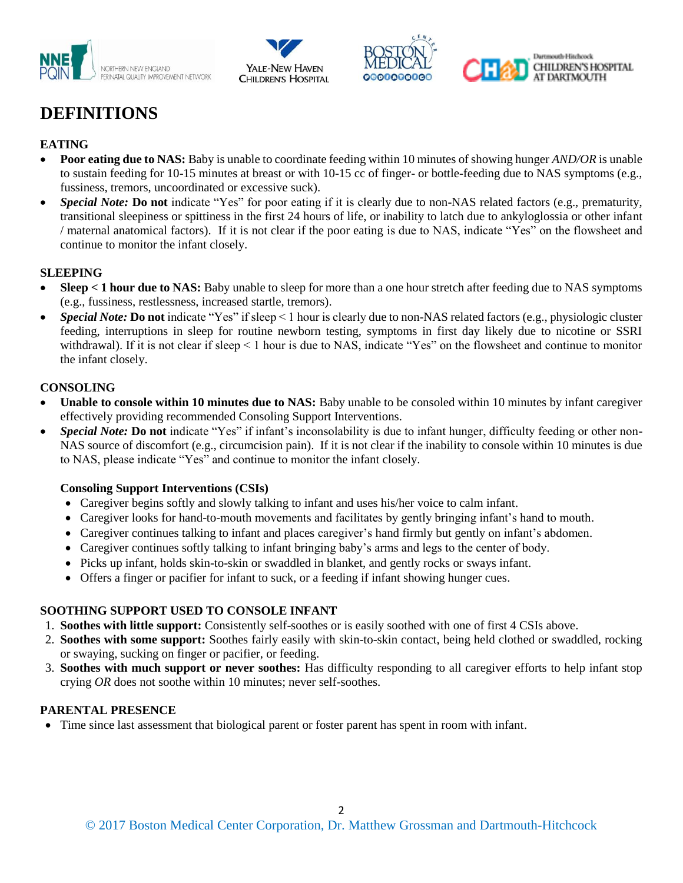# DEFINITIONS

## EATING

- **Poor eating due to NAS:** Baby is unable to coordinate feeding within 10 minutes of showing hunger *AND/OR* is unable to sustain feeding for 10-15 minutes at breast or with 10-15 cc of finger- or bottle-feeding due to NAS symptoms (e.g., fussiness, tremors, uncoordinated or excessive suck).
- ***Special Note:*** **Do not** indicate "Yes" for poor eating if it is clearly due to non-NAS related factors (e.g., prematurity, transitional sleepiness or spittiness in the first 24 hours of life, or inability to latch due to ankyloglossia or other infant / maternal anatomical factors). If it is not clear if the poor eating is due to NAS, indicate "Yes" on the flowsheet and continue to monitor the infant closely.

## SLEEPING

- **Sleep < 1 hour due to NAS:** Baby unable to sleep for more than a one hour stretch after feeding due to NAS symptoms (e.g., fussiness, restlessness, increased startle, tremors).
- ***Special Note:*** **Do not** indicate "Yes" if sleep < 1 hour is clearly due to non-NAS related factors (e.g., physiologic cluster feeding, interruptions in sleep for routine newborn testing, symptoms in first day likely due to nicotine or SSRI withdrawal). If it is not clear if sleep < 1 hour is due to NAS, indicate "Yes" on the flowsheet and continue to monitor the infant closely.

## CONSOLING

- **Unable to console within 10 minutes due to NAS:** Baby unable to be consoled within 10 minutes by infant caregiver effectively providing recommended Consoling Support Interventions.
- ***Special Note:*** **Do not** indicate "Yes" if infant's inconsolability is due to infant hunger, difficulty feeding or other non-NAS source of discomfort (e.g., circumcision pain). If it is not clear if the inability to console within 10 minutes is due to NAS, please indicate "Yes" and continue to monitor the infant closely.

**Consoling Support Interventions (CSIs)**

- Caregiver begins softly and slowly talking to infant and uses his/her voice to calm infant.
- Caregiver looks for hand-to-mouth movements and facilitates by gently bringing infant's hand to mouth.
- Caregiver continues talking to infant and places caregiver's hand firmly but gently on infant's abdomen.
- Caregiver continues softly talking to infant bringing baby's arms and legs to the center of body.
- Picks up infant, holds skin-to-skin or swaddled in blanket, and gently rocks or sways infant.
- Offers a finger or pacifier for infant to suck, or a feeding if infant showing hunger cues.

## SOOTHING SUPPORT USED TO CONSOLE INFANT

1. **Soothes with little support:** Consistently self-soothes or is easily soothed with one of first 4 CSIs above.
2. **Soothes with some support:** Soothes fairly easily with skin-to-skin contact, being held clothed or swaddled, rocking or swaying, sucking on finger or pacifier, or feeding.
3. **Soothes with much support or never soothes:** Has difficulty responding to all caregiver efforts to help infant stop crying *OR* does not soothe within 10 minutes; never self-soothes.

## PARENTAL PRESENCE

- Time since last assessment that biological parent or foster parent has spent in room with infant.

© 2017 Boston Medical Center Corporation, Dr. Matthew Grossman and Dartmouth-Hitchcock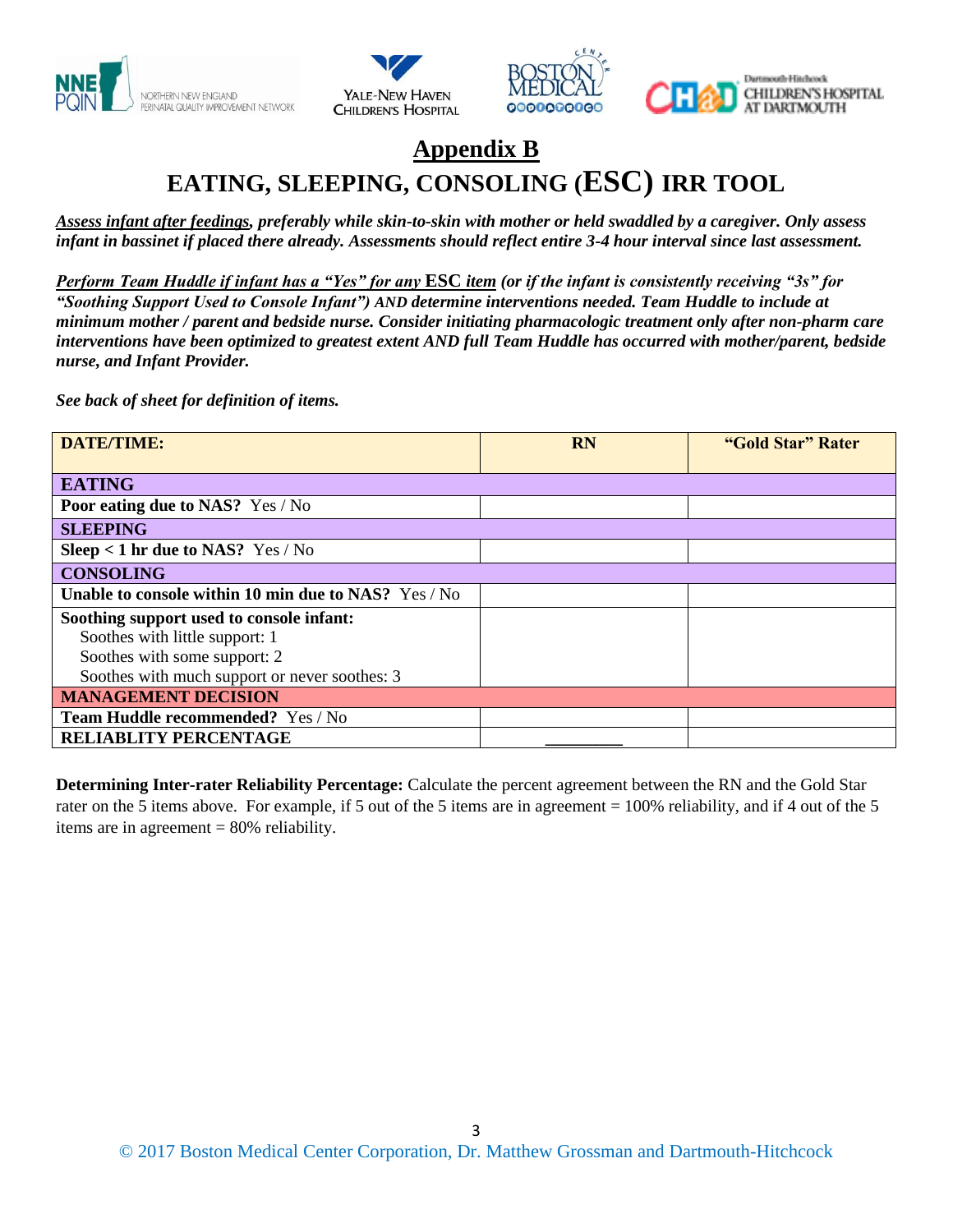# Appendix B

# EATING, SLEEPING, CONSOLING (ESC) IRR TOOL

***Assess infant after feedings**, preferably while skin-to-skin with mother or held swaddled by a caregiver. Only assess infant in bassinet if placed there already. Assessments should reflect entire 3-4 hour interval since last assessment.*

***Perform Team Huddle if infant has a "Yes" for any ESC item** (or if the infant is consistently receiving "3s" for "Soothing Support Used to Console Infant") AND determine interventions needed. Team Huddle to include at minimum mother / parent and bedside nurse. Consider initiating pharmacologic treatment only after non-pharm care interventions have been optimized to greatest extent AND full Team Huddle has occurred with mother/parent, bedside nurse, and Infant Provider.*

*See back of sheet for definition of items.*

| DATE/TIME: | RN | "Gold Star" Rater |
|---|---|---|
| **EATING** | | |
| **Poor eating due to NAS?** Yes / No | | |
| **SLEEPING** | | |
| **Sleep < 1 hr due to NAS?** Yes / No | | |
| **CONSOLING** | | |
| **Unable to console within 10 min due to NAS?** Yes / No | | |
| **Soothing support used to console infant:**<br>Soothes with little support: 1<br>Soothes with some support: 2<br>Soothes with much support or never soothes: 3 | | |
| **MANAGEMENT DECISION** | | |
| **Team Huddle recommended?** Yes / No | | |
| **RELIABLITY PERCENTAGE** | ________ | |

**Determining Inter-rater Reliability Percentage:** Calculate the percent agreement between the RN and the Gold Star rater on the 5 items above. For example, if 5 out of the 5 items are in agreement = 100% reliability, and if 4 out of the 5 items are in agreement = 80% reliability.

© 2017 Boston Medical Center Corporation, Dr. Matthew Grossman and Dartmouth-Hitchcock